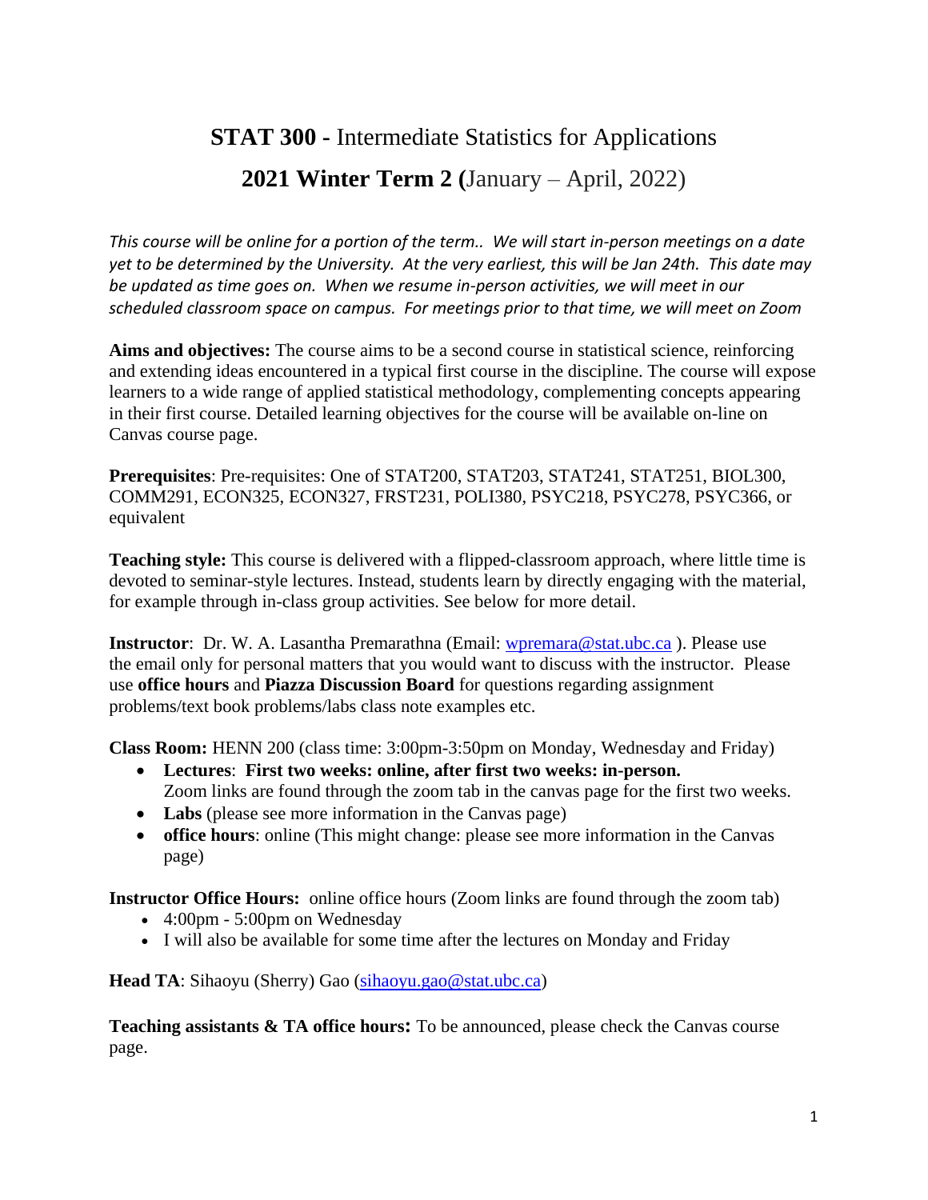# **STAT 300** - Intermediate Statistics for Applications

## **2021 Winter Term 2** (January – April, 2022)

*This course will be online for a portion of the term.. We will start in-person meetings on a date yet to be determined by the University. At the very earliest, this will be Jan 24th. This date may be updated as time goes on. When we resume in-person activities, we will meet in our scheduled classroom space on campus. For meetings prior to that time, we will meet on Zoom*

**Aims and objectives:** The course aims to be a second course in statistical science, reinforcing and extending ideas encountered in a typical first course in the discipline. The course will expose learners to a wide range of applied statistical methodology, complementing concepts appearing in their first course. Detailed learning objectives for the course will be available on-line on Canvas course page.

**Prerequisites**: Pre-requisites: One of STAT200, STAT203, STAT241, STAT251, BIOL300, COMM291, ECON325, ECON327, FRST231, POLI380, PSYC218, PSYC278, PSYC366, or equivalent

**Teaching style:** This course is delivered with a flipped-classroom approach, where little time is devoted to seminar-style lectures. Instead, students learn by directly engaging with the material, for example through in-class group activities. See below for more detail.

**Instructor**: Dr. W. A. Lasantha Premarathna (Email: wpremara@stat.ubc.ca ). Please use the email only for personal matters that you would want to discuss with the instructor. Please use **office hours** and **Piazza Discussion Board** for questions regarding assignment problems/text book problems/labs class note examples etc.

**Class Room:** HENN 200 (class time: 3:00pm-3:50pm on Monday, Wednesday and Friday)

- **Lectures**: **First two weeks: online, after first two weeks: in-person.** Zoom links are found through the zoom tab in the canvas page for the first two weeks.
- **Labs** (please see more information in the Canvas page)
- **office hours**: online (This might change: please see more information in the Canvas page)

**Instructor Office Hours:** online office hours (Zoom links are found through the zoom tab)

- 4:00pm - 5:00pm on Wednesday
- I will also be available for some time after the lectures on Monday and Friday

**Head TA**: Sihaoyu (Sherry) Gao (sihaoyu.gao@stat.ubc.ca)

**Teaching assistants & TA office hours:** To be announced, please check the Canvas course page.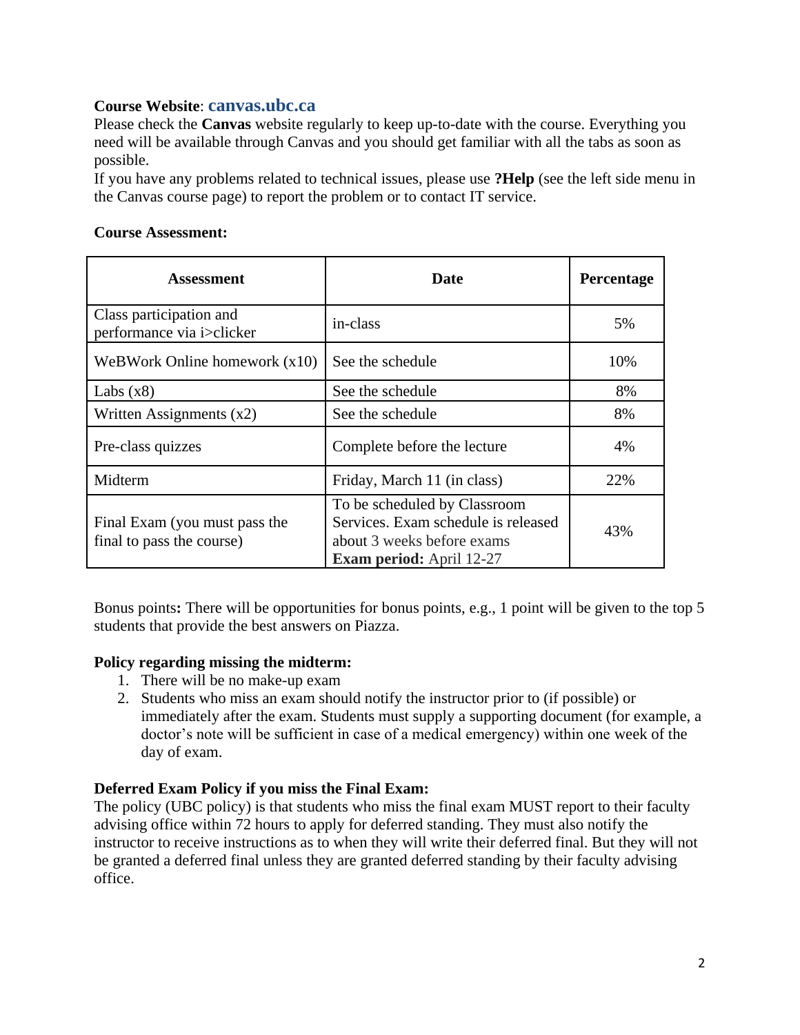**Course Website**: **canvas.ubc.ca**

Please check the **Canvas** website regularly to keep up-to-date with the course. Everything you need will be available through Canvas and you should get familiar with all the tabs as soon as possible.

If you have any problems related to technical issues, please use **?Help** (see the left side menu in the Canvas course page) to report the problem or to contact IT service.

**Course Assessment:**

| Assessment | Date | Percentage |
|---|---|---|
| Class participation and performance via i>clicker | in-class | 5% |
| WeBWork Online homework (x10) | See the schedule | 10% |
| Labs (x8) | See the schedule | 8% |
| Written Assignments (x2) | See the schedule | 8% |
| Pre-class quizzes | Complete before the lecture | 4% |
| Midterm | Friday, March 11 (in class) | 22% |
| Final Exam (you must pass the final to pass the course) | To be scheduled by Classroom Services. Exam schedule is released about 3 weeks before exams **Exam period:** April 12-27 | 43% |

Bonus points**:** There will be opportunities for bonus points, e.g., 1 point will be given to the top 5 students that provide the best answers on Piazza.

**Policy regarding missing the midterm:**

1. There will be no make-up exam
2. Students who miss an exam should notify the instructor prior to (if possible) or immediately after the exam. Students must supply a supporting document (for example, a doctor's note will be sufficient in case of a medical emergency) within one week of the day of exam.

**Deferred Exam Policy if you miss the Final Exam:**

The policy (UBC policy) is that students who miss the final exam MUST report to their faculty advising office within 72 hours to apply for deferred standing. They must also notify the instructor to receive instructions as to when they will write their deferred final. But they will not be granted a deferred final unless they are granted deferred standing by their faculty advising office.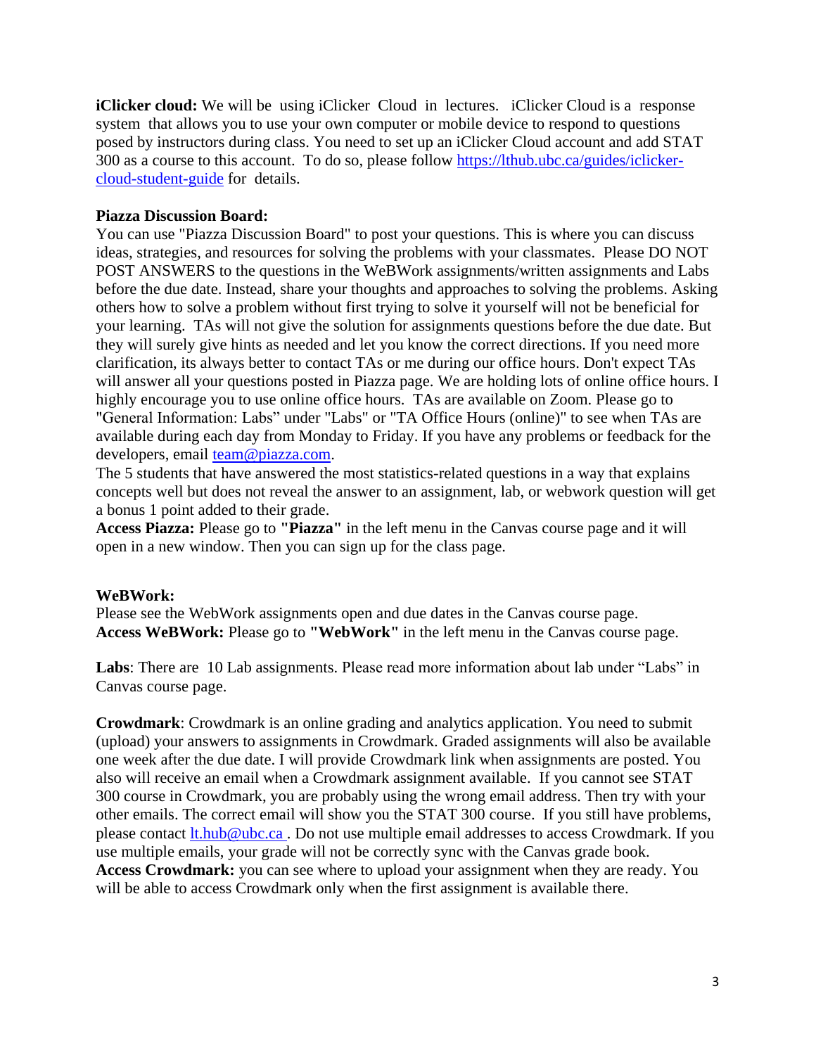**iClicker cloud:** We will be using iClicker Cloud in lectures. iClicker Cloud is a response system that allows you to use your own computer or mobile device to respond to questions posed by instructors during class. You need to set up an iClicker Cloud account and add STAT 300 as a course to this account. To do so, please follow [https://lthub.ubc.ca/guides/iclicker-cloud-student-guide](https://lthub.ubc.ca/guides/iclicker-cloud-student-guide) for details.

**Piazza Discussion Board:**

You can use "Piazza Discussion Board" to post your questions. This is where you can discuss ideas, strategies, and resources for solving the problems with your classmates. Please DO NOT POST ANSWERS to the questions in the WeBWork assignments/written assignments and Labs before the due date. Instead, share your thoughts and approaches to solving the problems. Asking others how to solve a problem without first trying to solve it yourself will not be beneficial for your learning. TAs will not give the solution for assignments questions before the due date. But they will surely give hints as needed and let you know the correct directions. If you need more clarification, its always better to contact TAs or me during our office hours. Don't expect TAs will answer all your questions posted in Piazza page. We are holding lots of online office hours. I highly encourage you to use online office hours. TAs are available on Zoom. Please go to "General Information: Labs" under "Labs" or "TA Office Hours (online)" to see when TAs are available during each day from Monday to Friday. If you have any problems or feedback for the developers, email [team@piazza.com](mailto:team@piazza.com).

The 5 students that have answered the most statistics-related questions in a way that explains concepts well but does not reveal the answer to an assignment, lab, or webwork question will get a bonus 1 point added to their grade.

**Access Piazza:** Please go to **"Piazza"** in the left menu in the Canvas course page and it will open in a new window. Then you can sign up for the class page.

**WeBWork:**

Please see the WebWork assignments open and due dates in the Canvas course page.

**Access WeBWork:** Please go to **"WebWork"** in the left menu in the Canvas course page.

**Labs**: There are 10 Lab assignments. Please read more information about lab under "Labs" in Canvas course page.

**Crowdmark**: Crowdmark is an online grading and analytics application. You need to submit (upload) your answers to assignments in Crowdmark. Graded assignments will also be available one week after the due date. I will provide Crowdmark link when assignments are posted. You also will receive an email when a Crowdmark assignment available. If you cannot see STAT 300 course in Crowdmark, you are probably using the wrong email address. Then try with your other emails. The correct email will show you the STAT 300 course. If you still have problems, please contact [lt.hub@ubc.ca](mailto:lt.hub@ubc.ca) . Do not use multiple email addresses to access Crowdmark. If you use multiple emails, your grade will not be correctly sync with the Canvas grade book.

**Access Crowdmark:** you can see where to upload your assignment when they are ready. You will be able to access Crowdmark only when the first assignment is available there.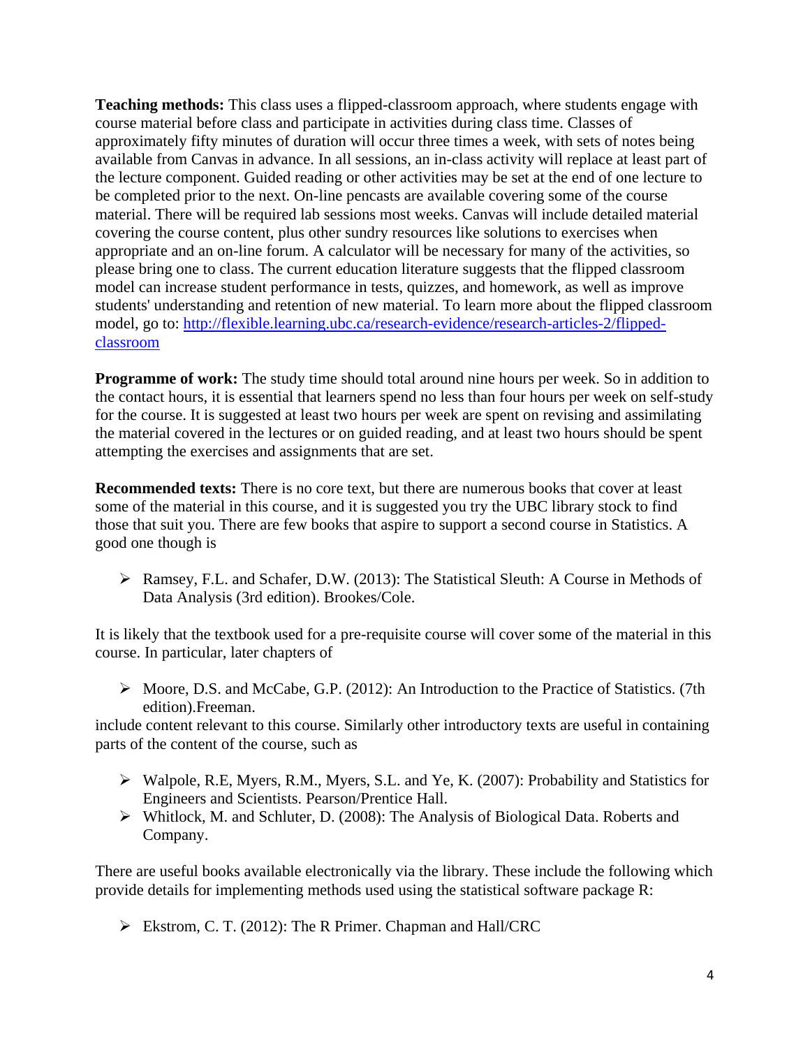**Teaching methods:** This class uses a flipped-classroom approach, where students engage with course material before class and participate in activities during class time. Classes of approximately fifty minutes of duration will occur three times a week, with sets of notes being available from Canvas in advance. In all sessions, an in-class activity will replace at least part of the lecture component. Guided reading or other activities may be set at the end of one lecture to be completed prior to the next. On-line pencasts are available covering some of the course material. There will be required lab sessions most weeks. Canvas will include detailed material covering the course content, plus other sundry resources like solutions to exercises when appropriate and an on-line forum. A calculator will be necessary for many of the activities, so please bring one to class. The current education literature suggests that the flipped classroom model can increase student performance in tests, quizzes, and homework, as well as improve students' understanding and retention of new material. To learn more about the flipped classroom model, go to: [http://flexible.learning.ubc.ca/research-evidence/research-articles-2/flipped-classroom](http://flexible.learning.ubc.ca/research-evidence/research-articles-2/flipped-classroom)

**Programme of work:** The study time should total around nine hours per week. So in addition to the contact hours, it is essential that learners spend no less than four hours per week on self-study for the course. It is suggested at least two hours per week are spent on revising and assimilating the material covered in the lectures or on guided reading, and at least two hours should be spent attempting the exercises and assignments that are set.

**Recommended texts:** There is no core text, but there are numerous books that cover at least some of the material in this course, and it is suggested you try the UBC library stock to find those that suit you. There are few books that aspire to support a second course in Statistics. A good one though is

- Ramsey, F.L. and Schafer, D.W. (2013): The Statistical Sleuth: A Course in Methods of Data Analysis (3rd edition). Brookes/Cole.

It is likely that the textbook used for a pre-requisite course will cover some of the material in this course. In particular, later chapters of

- Moore, D.S. and McCabe, G.P. (2012): An Introduction to the Practice of Statistics. (7th edition).Freeman.

include content relevant to this course. Similarly other introductory texts are useful in containing parts of the content of the course, such as

- Walpole, R.E, Myers, R.M., Myers, S.L. and Ye, K. (2007): Probability and Statistics for Engineers and Scientists. Pearson/Prentice Hall.
- Whitlock, M. and Schluter, D. (2008): The Analysis of Biological Data. Roberts and Company.

There are useful books available electronically via the library. These include the following which provide details for implementing methods used using the statistical software package R:

- Ekstrom, C. T. (2012): The R Primer. Chapman and Hall/CRC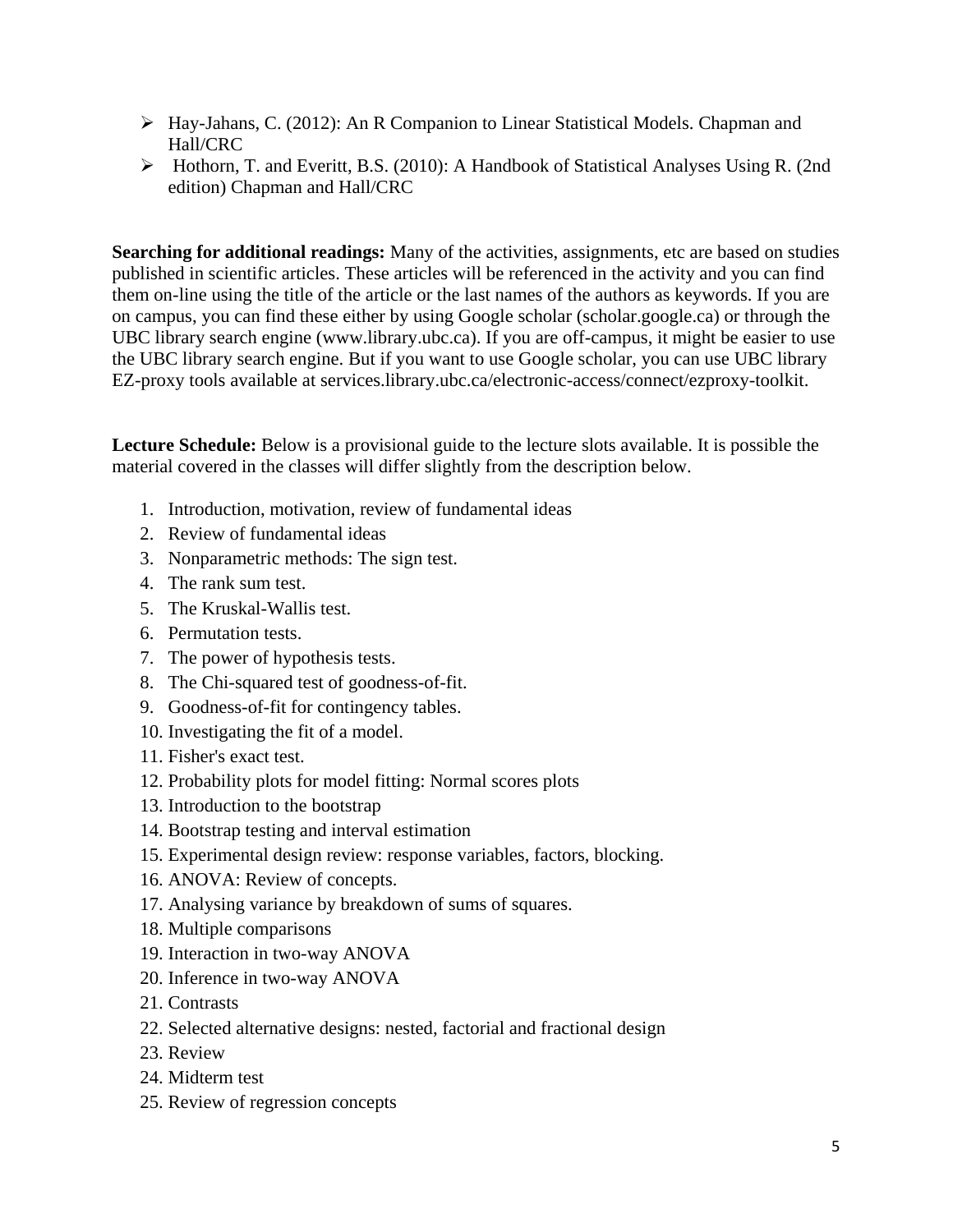- Hay-Jahans, C. (2012): An R Companion to Linear Statistical Models. Chapman and Hall/CRC
- Hothorn, T. and Everitt, B.S. (2010): A Handbook of Statistical Analyses Using R. (2nd edition) Chapman and Hall/CRC

**Searching for additional readings:** Many of the activities, assignments, etc are based on studies published in scientific articles. These articles will be referenced in the activity and you can find them on-line using the title of the article or the last names of the authors as keywords. If you are on campus, you can find these either by using Google scholar (scholar.google.ca) or through the UBC library search engine (www.library.ubc.ca). If you are off-campus, it might be easier to use the UBC library search engine. But if you want to use Google scholar, you can use UBC library EZ-proxy tools available at services.library.ubc.ca/electronic-access/connect/ezproxy-toolkit.

**Lecture Schedule:** Below is a provisional guide to the lecture slots available. It is possible the material covered in the classes will differ slightly from the description below.

1. Introduction, motivation, review of fundamental ideas
2. Review of fundamental ideas
3. Nonparametric methods: The sign test.
4. The rank sum test.
5. The Kruskal-Wallis test.
6. Permutation tests.
7. The power of hypothesis tests.
8. The Chi-squared test of goodness-of-fit.
9. Goodness-of-fit for contingency tables.
10. Investigating the fit of a model.
11. Fisher's exact test.
12. Probability plots for model fitting: Normal scores plots
13. Introduction to the bootstrap
14. Bootstrap testing and interval estimation
15. Experimental design review: response variables, factors, blocking.
16. ANOVA: Review of concepts.
17. Analysing variance by breakdown of sums of squares.
18. Multiple comparisons
19. Interaction in two-way ANOVA
20. Inference in two-way ANOVA
21. Contrasts
22. Selected alternative designs: nested, factorial and fractional design
23. Review
24. Midterm test
25. Review of regression concepts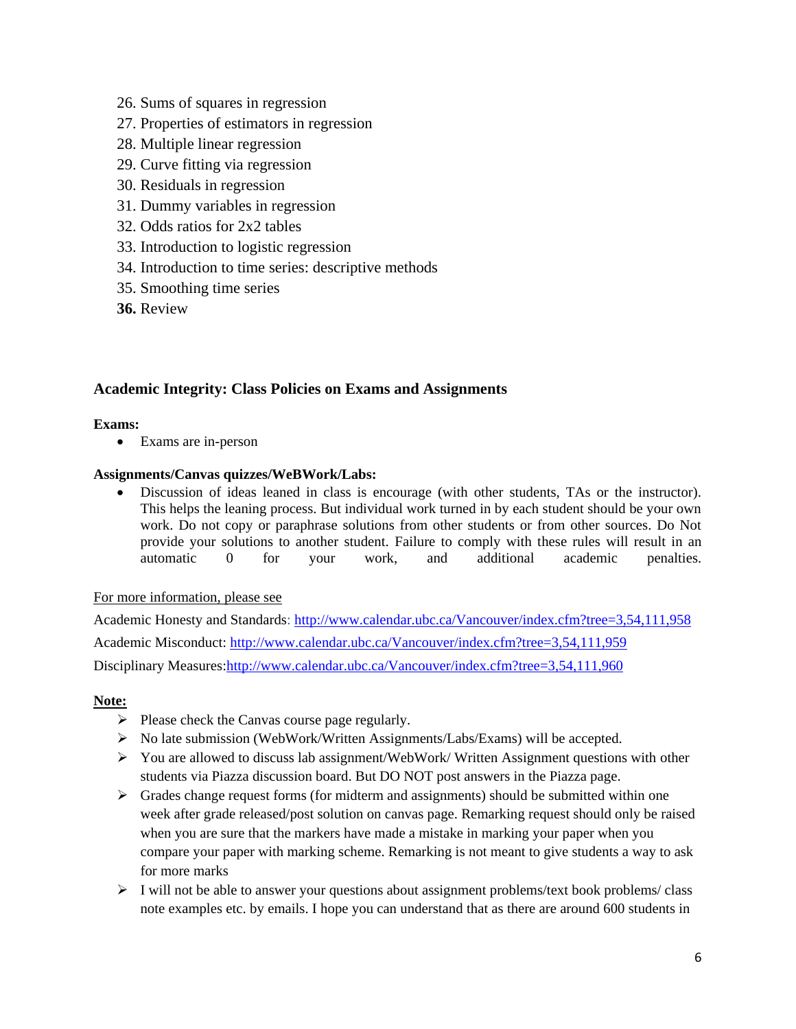26. Sums of squares in regression
27. Properties of estimators in regression
28. Multiple linear regression
29. Curve fitting via regression
30. Residuals in regression
31. Dummy variables in regression
32. Odds ratios for 2x2 tables
33. Introduction to logistic regression
34. Introduction to time series: descriptive methods
35. Smoothing time series
36. Review

## Academic Integrity: Class Policies on Exams and Assignments

**Exams:**

- Exams are in-person

**Assignments/Canvas quizzes/WeBWork/Labs:**

- Discussion of ideas leaned in class is encourage (with other students, TAs or the instructor). This helps the leaning process. But individual work turned in by each student should be your own work. Do not copy or paraphrase solutions from other students or from other sources. Do Not provide your solutions to another student. Failure to comply with these rules will result in an automatic 0 for your work, and additional academic penalties.

For more information, please see

Academic Honesty and Standards: http://www.calendar.ubc.ca/Vancouver/index.cfm?tree=3,54,111,958

Academic Misconduct: http://www.calendar.ubc.ca/Vancouver/index.cfm?tree=3,54,111,959

Disciplinary Measures:http://www.calendar.ubc.ca/Vancouver/index.cfm?tree=3,54,111,960

**Note:**

- Please check the Canvas course page regularly.
- No late submission (WebWork/Written Assignments/Labs/Exams) will be accepted.
- You are allowed to discuss lab assignment/WebWork/ Written Assignment questions with other students via Piazza discussion board. But DO NOT post answers in the Piazza page.
- Grades change request forms (for midterm and assignments) should be submitted within one week after grade released/post solution on canvas page. Remarking request should only be raised when you are sure that the markers have made a mistake in marking your paper when you compare your paper with marking scheme. Remarking is not meant to give students a way to ask for more marks
- I will not be able to answer your questions about assignment problems/text book problems/ class note examples etc. by emails. I hope you can understand that as there are around 600 students in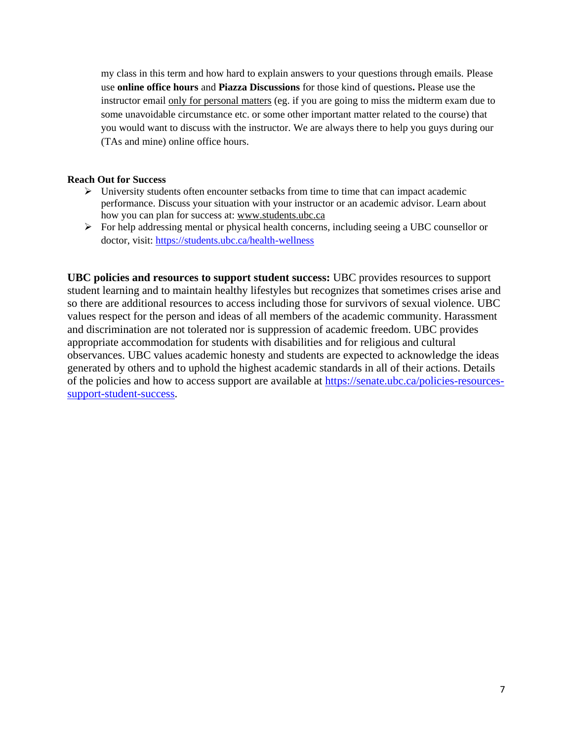my class in this term and how hard to explain answers to your questions through emails. Please use **online office hours** and **Piazza Discussions** for those kind of questions**.** Please use the instructor email only for personal matters (eg. if you are going to miss the midterm exam due to some unavoidable circumstance etc. or some other important matter related to the course) that you would want to discuss with the instructor. We are always there to help you guys during our (TAs and mine) online office hours.

**Reach Out for Success**

- University students often encounter setbacks from time to time that can impact academic performance. Discuss your situation with your instructor or an academic advisor. Learn about how you can plan for success at: www.students.ubc.ca
- For help addressing mental or physical health concerns, including seeing a UBC counsellor or doctor, visit: https://students.ubc.ca/health-wellness

**UBC policies and resources to support student success:** UBC provides resources to support student learning and to maintain healthy lifestyles but recognizes that sometimes crises arise and so there are additional resources to access including those for survivors of sexual violence. UBC values respect for the person and ideas of all members of the academic community. Harassment and discrimination are not tolerated nor is suppression of academic freedom. UBC provides appropriate accommodation for students with disabilities and for religious and cultural observances. UBC values academic honesty and students are expected to acknowledge the ideas generated by others and to uphold the highest academic standards in all of their actions. Details of the policies and how to access support are available at https://senate.ubc.ca/policies-resources-support-student-success.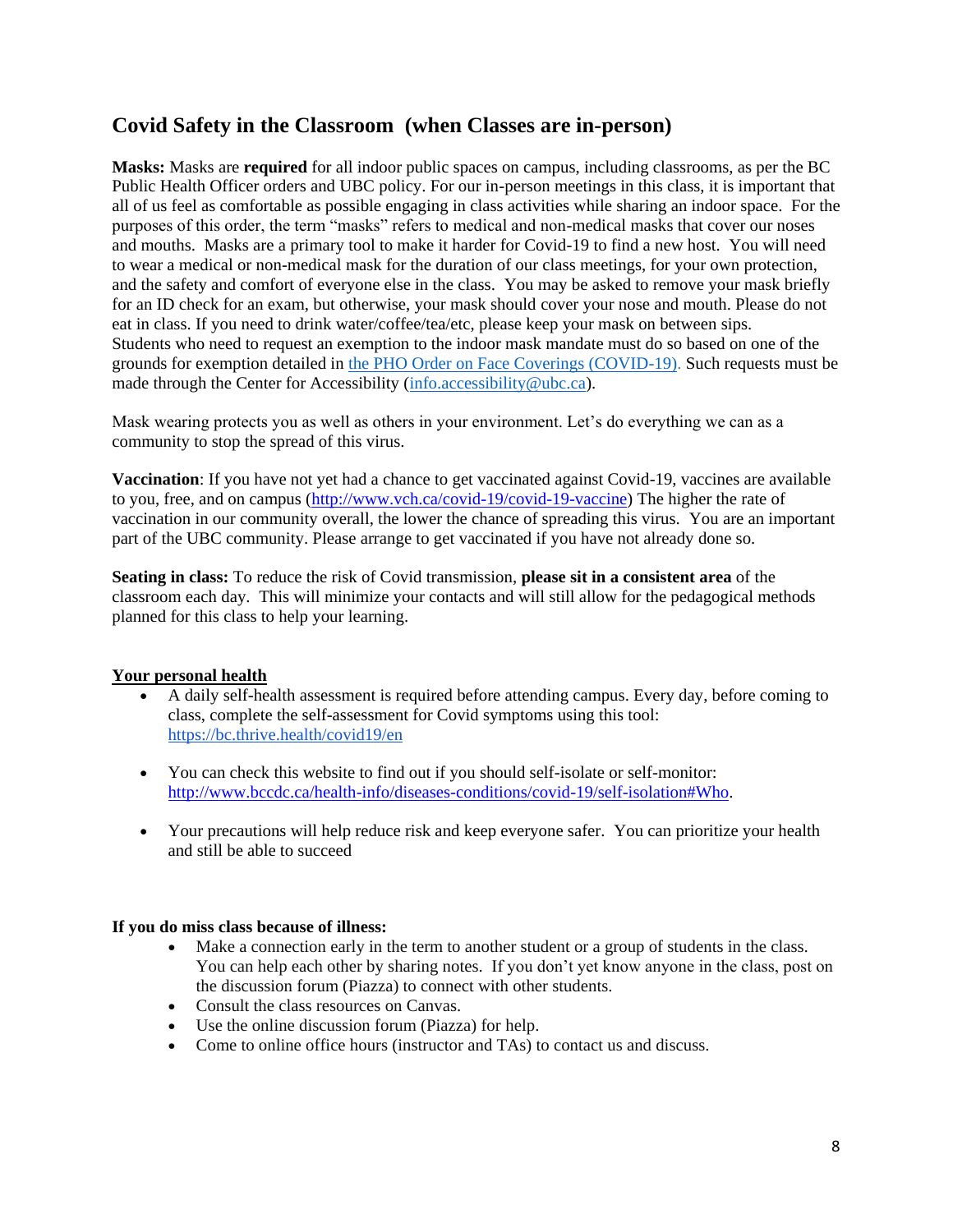## Covid Safety in the Classroom (when Classes are in-person)

**Masks:** Masks are **required** for all indoor public spaces on campus, including classrooms, as per the BC Public Health Officer orders and UBC policy. For our in-person meetings in this class, it is important that all of us feel as comfortable as possible engaging in class activities while sharing an indoor space. For the purposes of this order, the term "masks" refers to medical and non-medical masks that cover our noses and mouths. Masks are a primary tool to make it harder for Covid-19 to find a new host. You will need to wear a medical or non-medical mask for the duration of our class meetings, for your own protection, and the safety and comfort of everyone else in the class. You may be asked to remove your mask briefly for an ID check for an exam, but otherwise, your mask should cover your nose and mouth. Please do not eat in class. If you need to drink water/coffee/tea/etc, please keep your mask on between sips. Students who need to request an exemption to the indoor mask mandate must do so based on one of the grounds for exemption detailed in the PHO Order on Face Coverings (COVID-19). Such requests must be made through the Center for Accessibility (info.accessibility@ubc.ca).

Mask wearing protects you as well as others in your environment. Let's do everything we can as a community to stop the spread of this virus.

**Vaccination**: If you have not yet had a chance to get vaccinated against Covid-19, vaccines are available to you, free, and on campus (http://www.vch.ca/covid-19/covid-19-vaccine) The higher the rate of vaccination in our community overall, the lower the chance of spreading this virus. You are an important part of the UBC community. Please arrange to get vaccinated if you have not already done so.

**Seating in class:** To reduce the risk of Covid transmission, **please sit in a consistent area** of the classroom each day. This will minimize your contacts and will still allow for the pedagogical methods planned for this class to help your learning.

### Your personal health

- A daily self-health assessment is required before attending campus. Every day, before coming to class, complete the self-assessment for Covid symptoms using this tool: https://bc.thrive.health/covid19/en
- You can check this website to find out if you should self-isolate or self-monitor: http://www.bccdc.ca/health-info/diseases-conditions/covid-19/self-isolation#Who.
- Your precautions will help reduce risk and keep everyone safer. You can prioritize your health and still be able to succeed

**If you do miss class because of illness:**

- Make a connection early in the term to another student or a group of students in the class. You can help each other by sharing notes. If you don't yet know anyone in the class, post on the discussion forum (Piazza) to connect with other students.
- Consult the class resources on Canvas.
- Use the online discussion forum (Piazza) for help.
- Come to online office hours (instructor and TAs) to contact us and discuss.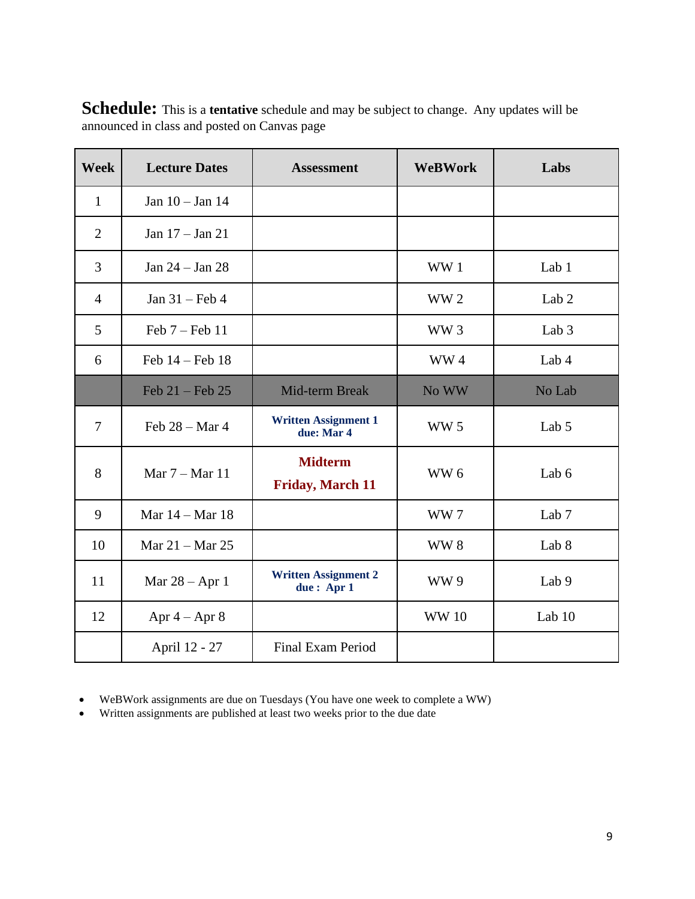**Schedule:** This is a **tentative** schedule and may be subject to change. Any updates will be announced in class and posted on Canvas page

| Week | Lecture Dates | Assessment | WeBWork | Labs |
|---|---|---|---|---|
| 1 | Jan 10 – Jan 14 | | | |
| 2 | Jan 17 – Jan 21 | | | |
| 3 | Jan 24 – Jan 28 | | WW 1 | Lab 1 |
| 4 | Jan 31 – Feb 4 | | WW 2 | Lab 2 |
| 5 | Feb 7 – Feb 11 | | WW 3 | Lab 3 |
| 6 | Feb 14 – Feb 18 | | WW 4 | Lab 4 |
| | Feb 21 – Feb 25 | Mid-term Break | No WW | No Lab |
| 7 | Feb 28 – Mar 4 | **Written Assignment 1 due: Mar 4** | WW 5 | Lab 5 |
| 8 | Mar 7 – Mar 11 | **Midterm Friday, March 11** | WW 6 | Lab 6 |
| 9 | Mar 14 – Mar 18 | | WW 7 | Lab 7 |
| 10 | Mar 21 – Mar 25 | | WW 8 | Lab 8 |
| 11 | Mar 28 – Apr 1 | **Written Assignment 2 due : Apr 1** | WW 9 | Lab 9 |
| 12 | Apr 4 – Apr 8 | | WW 10 | Lab 10 |
| | April 12 - 27 | Final Exam Period | | |

- WeBWork assignments are due on Tuesdays (You have one week to complete a WW)
- Written assignments are published at least two weeks prior to the due date